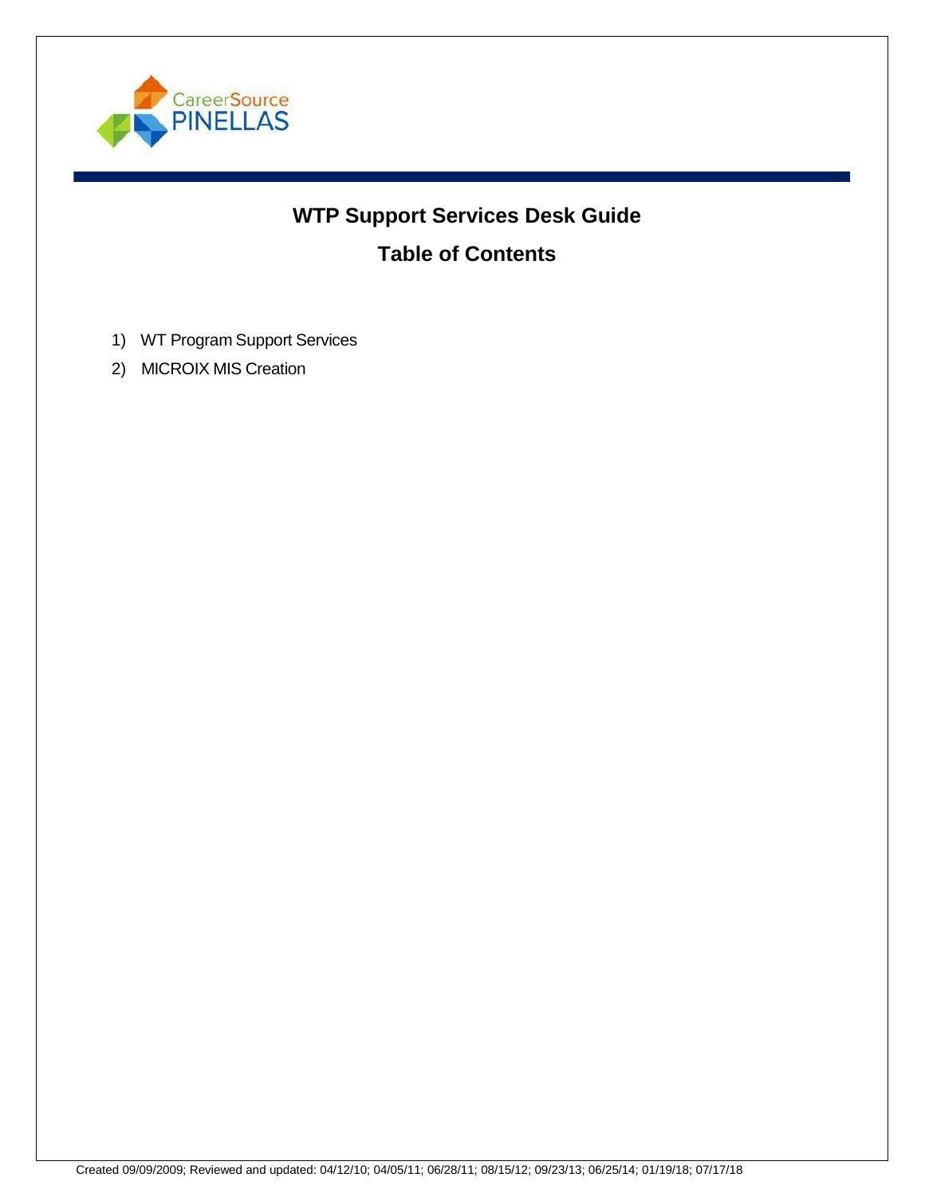# WTP Support Services Desk Guide

## Table of Contents

1) WT Program Support Services
2) MICROIX MIS Creation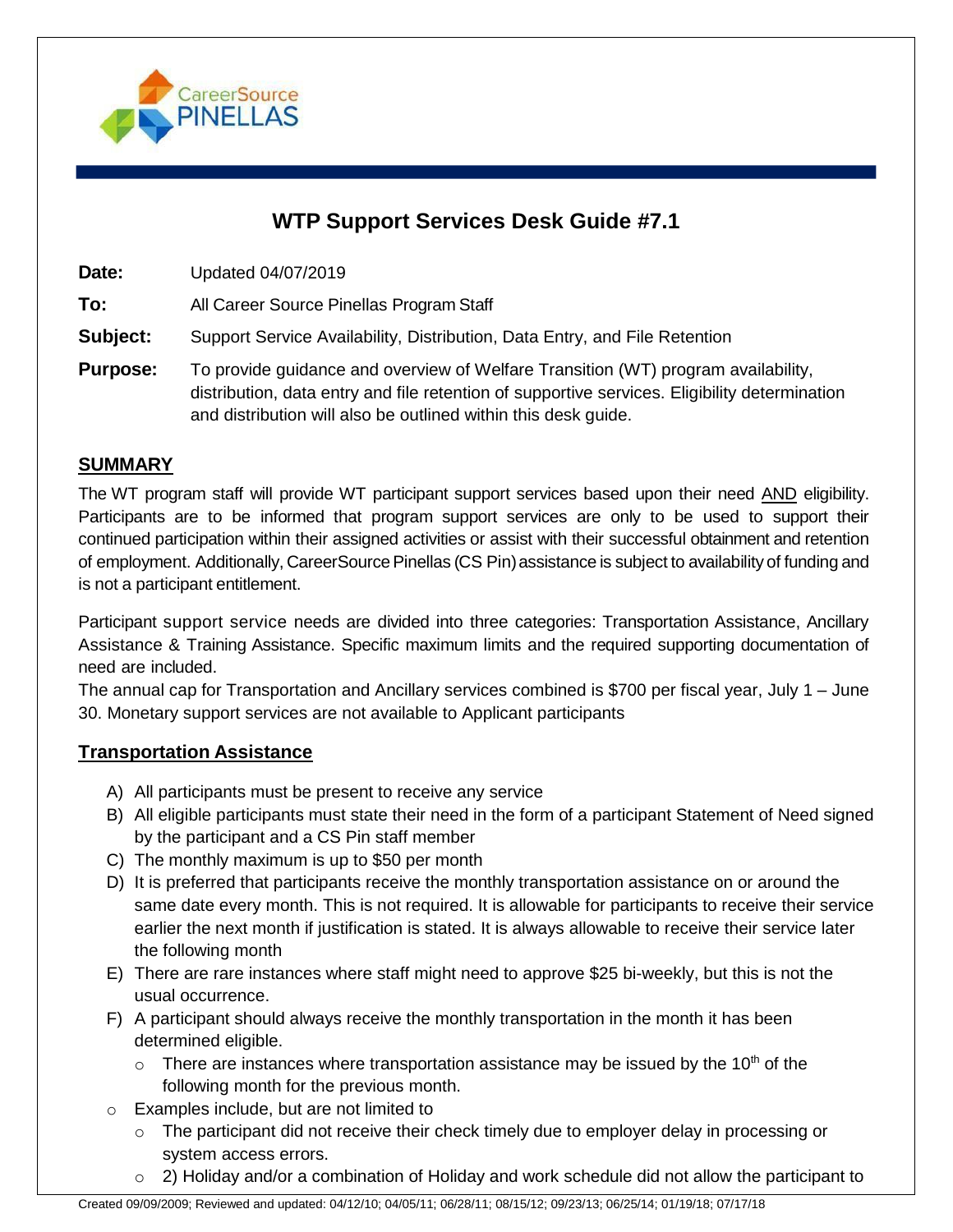# WTP Support Services Desk Guide #7.1

**Date:** Updated 04/07/2019

**To:** All Career Source Pinellas Program Staff

**Subject:** Support Service Availability, Distribution, Data Entry, and File Retention

**Purpose:** To provide guidance and overview of Welfare Transition (WT) program availability, distribution, data entry and file retention of supportive services. Eligibility determination and distribution will also be outlined within this desk guide.

## SUMMARY

The WT program staff will provide WT participant support services based upon their need AND eligibility. Participants are to be informed that program support services are only to be used to support their continued participation within their assigned activities or assist with their successful obtainment and retention of employment. Additionally, CareerSource Pinellas (CS Pin) assistance is subject to availability of funding and is not a participant entitlement.

Participant support service needs are divided into three categories: Transportation Assistance, Ancillary Assistance & Training Assistance. Specific maximum limits and the required supporting documentation of need are included.

The annual cap for Transportation and Ancillary services combined is $700 per fiscal year, July 1 – June 30. Monetary support services are not available to Applicant participants

## Transportation Assistance

A) All participants must be present to receive any service
B) All eligible participants must state their need in the form of a participant Statement of Need signed by the participant and a CS Pin staff member
C) The monthly maximum is up to $50 per month
D) It is preferred that participants receive the monthly transportation assistance on or around the same date every month. This is not required. It is allowable for participants to receive their service earlier the next month if justification is stated. It is always allowable to receive their service later the following month
E) There are rare instances where staff might need to approve $25 bi-weekly, but this is not the usual occurrence.
F) A participant should always receive the monthly transportation in the month it has been determined eligible.
   - There are instances where transportation assistance may be issued by the 10th of the following month for the previous month.
- Examples include, but are not limited to
   - The participant did not receive their check timely due to employer delay in processing or system access errors.
   - 2) Holiday and/or a combination of Holiday and work schedule did not allow the participant to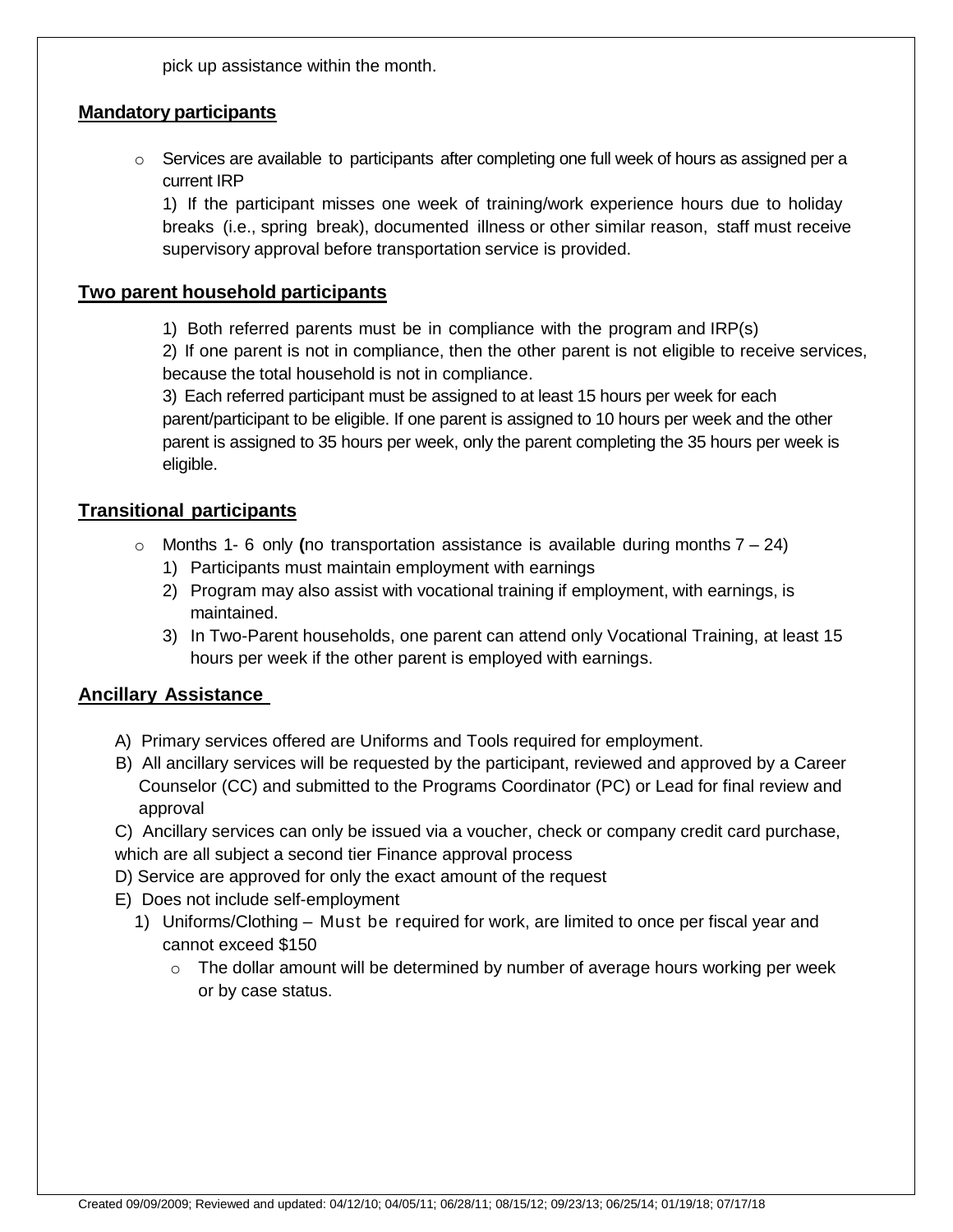pick up assistance within the month.

**Mandatory participants**

- Services are available to participants after completing one full week of hours as assigned per a current IRP

  1) If the participant misses one week of training/work experience hours due to holiday breaks (i.e., spring break), documented illness or other similar reason, staff must receive supervisory approval before transportation service is provided.

**Two parent household participants**

1) Both referred parents must be in compliance with the program and IRP(s)

2) If one parent is not in compliance, then the other parent is not eligible to receive services, because the total household is not in compliance.

3) Each referred participant must be assigned to at least 15 hours per week for each parent/participant to be eligible. If one parent is assigned to 10 hours per week and the other parent is assigned to 35 hours per week, only the parent completing the 35 hours per week is eligible.

**Transitional participants**

- Months 1- 6 only **(**no transportation assistance is available during months 7 – 24)
  1) Participants must maintain employment with earnings
  2) Program may also assist with vocational training if employment, with earnings, is maintained.
  3) In Two-Parent households, one parent can attend only Vocational Training, at least 15 hours per week if the other parent is employed with earnings.

**Ancillary Assistance**

A) Primary services offered are Uniforms and Tools required for employment.

B) All ancillary services will be requested by the participant, reviewed and approved by a Career Counselor (CC) and submitted to the Programs Coordinator (PC) or Lead for final review and approval

C) Ancillary services can only be issued via a voucher, check or company credit card purchase, which are all subject a second tier Finance approval process

D) Service are approved for only the exact amount of the request

E) Does not include self-employment

1) Uniforms/Clothing – Must be required for work, are limited to once per fiscal year and cannot exceed $150
   - The dollar amount will be determined by number of average hours working per week or by case status.

Created 09/09/2009; Reviewed and updated: 04/12/10; 04/05/11; 06/28/11; 08/15/12; 09/23/13; 06/25/14; 01/19/18; 07/17/18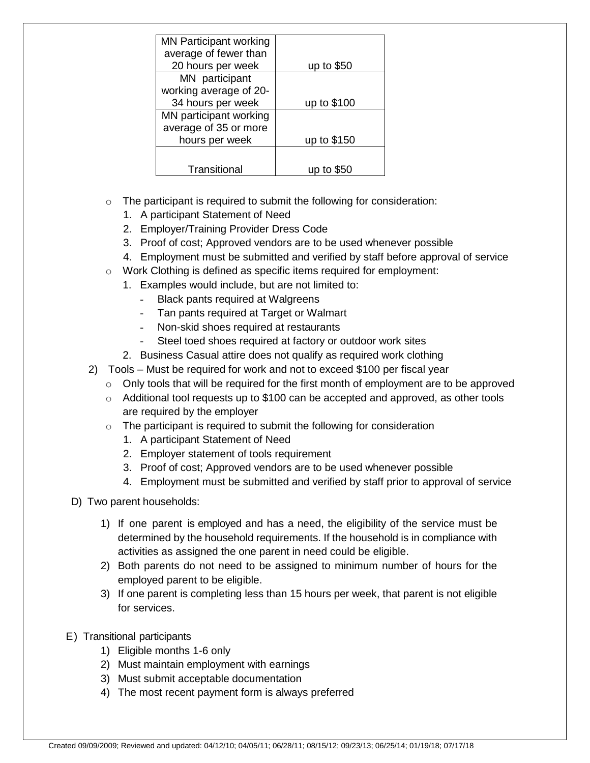| MN Participant working average of fewer than 20 hours per week | up to $50 |
|---|---|
| MN participant working average of 20-34 hours per week | up to $100 |
| MN participant working average of 35 or more hours per week | up to $150 |
| Transitional | up to $50 |

- The participant is required to submit the following for consideration:
  1. A participant Statement of Need
  2. Employer/Training Provider Dress Code
  3. Proof of cost; Approved vendors are to be used whenever possible
  4. Employment must be submitted and verified by staff before approval of service
- Work Clothing is defined as specific items required for employment:
  1. Examples would include, but are not limited to:
     - Black pants required at Walgreens
     - Tan pants required at Target or Walmart
     - Non-skid shoes required at restaurants
     - Steel toed shoes required at factory or outdoor work sites
  2. Business Casual attire does not qualify as required work clothing

2) Tools – Must be required for work and not to exceed $100 per fiscal year
   - Only tools that will be required for the first month of employment are to be approved
   - Additional tool requests up to $100 can be accepted and approved, as other tools are required by the employer
   - The participant is required to submit the following for consideration
     1. A participant Statement of Need
     2. Employer statement of tools requirement
     3. Proof of cost; Approved vendors are to be used whenever possible
     4. Employment must be submitted and verified by staff prior to approval of service

D) Two parent households:

1) If one parent is employed and has a need, the eligibility of the service must be determined by the household requirements. If the household is in compliance with activities as assigned the one parent in need could be eligible.
2) Both parents do not need to be assigned to minimum number of hours for the employed parent to be eligible.
3) If one parent is completing less than 15 hours per week, that parent is not eligible for services.

E) Transitional participants

1) Eligible months 1-6 only
2) Must maintain employment with earnings
3) Must submit acceptable documentation
4) The most recent payment form is always preferred

Created 09/09/2009; Reviewed and updated: 04/12/10; 04/05/11; 06/28/11; 08/15/12; 09/23/13; 06/25/14; 01/19/18; 07/17/18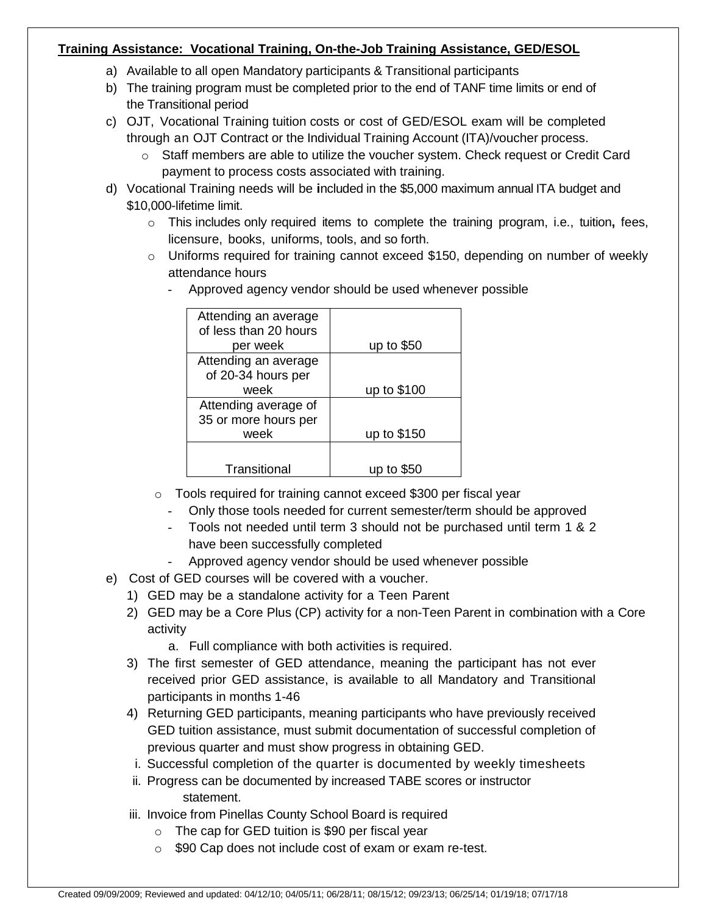**Training Assistance: Vocational Training, On-the-Job Training Assistance, GED/ESOL**

a) Available to all open Mandatory participants & Transitional participants
b) The training program must be completed prior to the end of TANF time limits or end of the Transitional period
c) OJT, Vocational Training tuition costs or cost of GED/ESOL exam will be completed through an OJT Contract or the Individual Training Account (ITA)/voucher process.
   - Staff members are able to utilize the voucher system. Check request or Credit Card payment to process costs associated with training.
d) Vocational Training needs will be included in the $5,000 maximum annual ITA budget and $10,000-lifetime limit.
   - This includes only required items to complete the training program, i.e., tuition, fees, licensure, books, uniforms, tools, and so forth.
   - Uniforms required for training cannot exceed $150, depending on number of weekly attendance hours
     - Approved agency vendor should be used whenever possible

| | |
|---|---|
| Attending an average of less than 20 hours per week | up to $50 |
| Attending an average of 20-34 hours per week | up to $100 |
| Attending average of 35 or more hours per week | up to $150 |
| Transitional | up to $50 |

   - Tools required for training cannot exceed $300 per fiscal year
     - Only those tools needed for current semester/term should be approved
     - Tools not needed until term 3 should not be purchased until term 1 & 2 have been successfully completed
     - Approved agency vendor should be used whenever possible

e) Cost of GED courses will be covered with a voucher.
   1) GED may be a standalone activity for a Teen Parent
   2) GED may be a Core Plus (CP) activity for a non-Teen Parent in combination with a Core activity
      a. Full compliance with both activities is required.
   3) The first semester of GED attendance, meaning the participant has not ever received prior GED assistance, is available to all Mandatory and Transitional participants in months 1-46
   4) Returning GED participants, meaning participants who have previously received GED tuition assistance, must submit documentation of successful completion of previous quarter and must show progress in obtaining GED.
   i. Successful completion of the quarter is documented by weekly timesheets
   ii. Progress can be documented by increased TABE scores or instructor statement.
   iii. Invoice from Pinellas County School Board is required
      - The cap for GED tuition is $90 per fiscal year
      - $90 Cap does not include cost of exam or exam re-test.

Created 09/09/2009; Reviewed and updated: 04/12/10; 04/05/11; 06/28/11; 08/15/12; 09/23/13; 06/25/14; 01/19/18; 07/17/18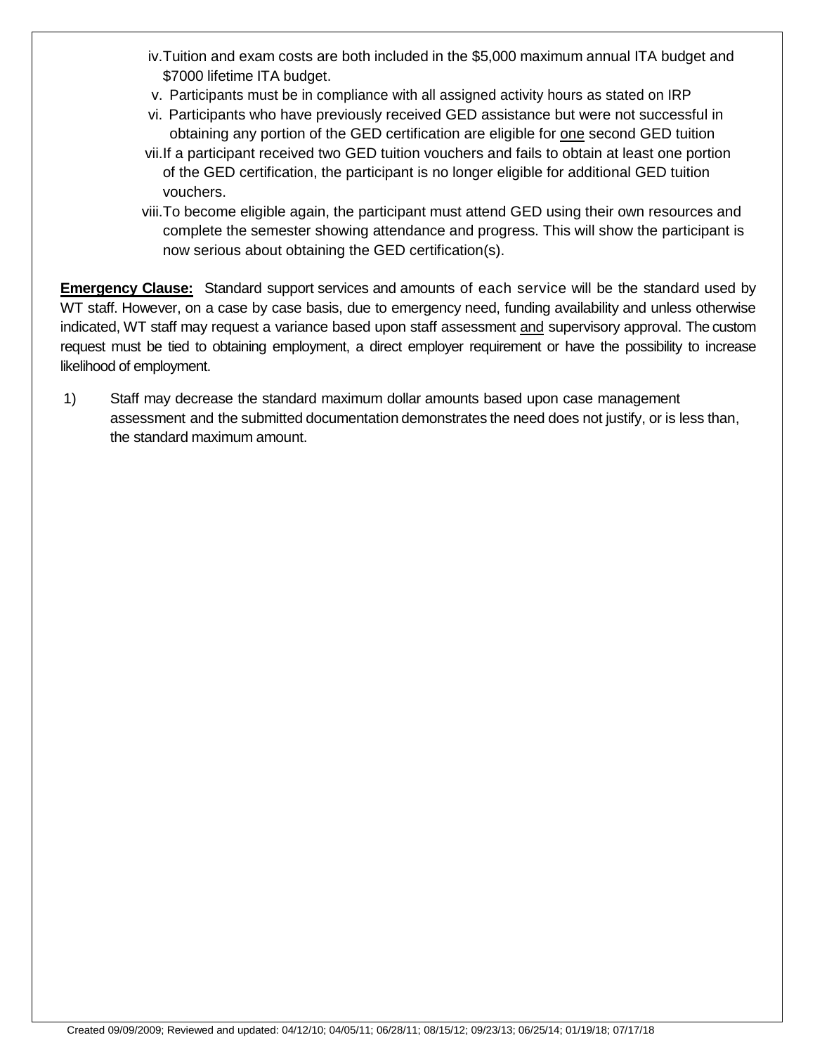iv. Tuition and exam costs are both included in the $5,000 maximum annual ITA budget and $7000 lifetime ITA budget.

v. Participants must be in compliance with all assigned activity hours as stated on IRP

vi. Participants who have previously received GED assistance but were not successful in obtaining any portion of the GED certification are eligible for <u>one</u> second GED tuition

vii. If a participant received two GED tuition vouchers and fails to obtain at least one portion of the GED certification, the participant is no longer eligible for additional GED tuition vouchers.

viii. To become eligible again, the participant must attend GED using their own resources and complete the semester showing attendance and progress. This will show the participant is now serious about obtaining the GED certification(s).

**<u>Emergency Clause:</u>** Standard support services and amounts of each service will be the standard used by WT staff. However, on a case by case basis, due to emergency need, funding availability and unless otherwise indicated, WT staff may request a variance based upon staff assessment <u>and</u> supervisory approval. The custom request must be tied to obtaining employment, a direct employer requirement or have the possibility to increase likelihood of employment.

1) Staff may decrease the standard maximum dollar amounts based upon case management assessment and the submitted documentation demonstrates the need does not justify, or is less than, the standard maximum amount.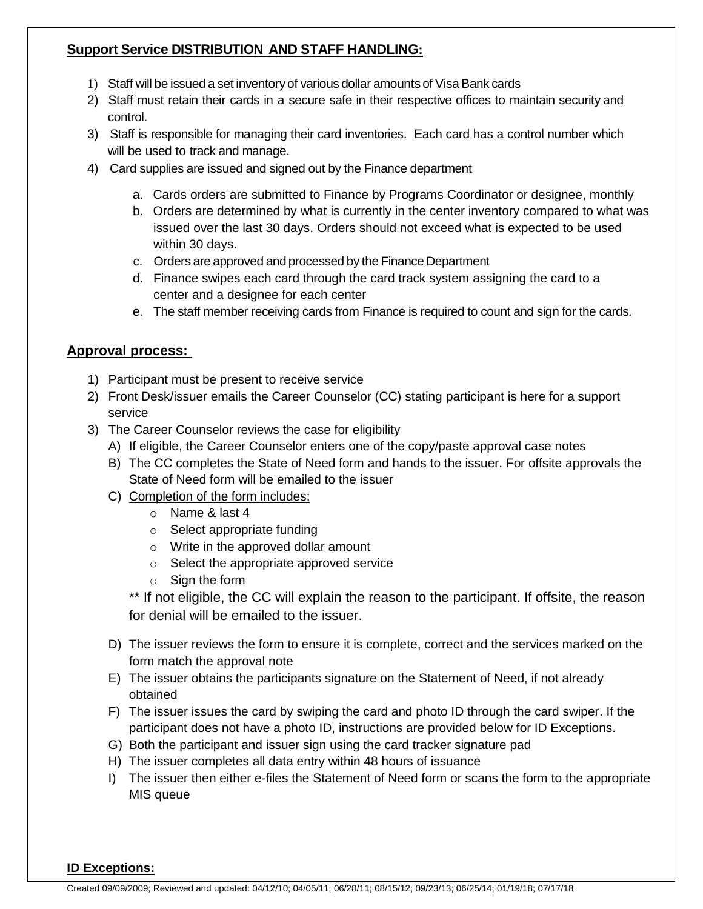**Support Service DISTRIBUTION AND STAFF HANDLING:**

1) Staff will be issued a set inventory of various dollar amounts of Visa Bank cards
2) Staff must retain their cards in a secure safe in their respective offices to maintain security and control.
3) Staff is responsible for managing their card inventories. Each card has a control number which will be used to track and manage.
4) Card supplies are issued and signed out by the Finance department
   a. Cards orders are submitted to Finance by Programs Coordinator or designee, monthly
   b. Orders are determined by what is currently in the center inventory compared to what was issued over the last 30 days. Orders should not exceed what is expected to be used within 30 days.
   c. Orders are approved and processed by the Finance Department
   d. Finance swipes each card through the card track system assigning the card to a center and a designee for each center
   e. The staff member receiving cards from Finance is required to count and sign for the cards.

**Approval process:**

1) Participant must be present to receive service
2) Front Desk/issuer emails the Career Counselor (CC) stating participant is here for a support service
3) The Career Counselor reviews the case for eligibility
   A) If eligible, the Career Counselor enters one of the copy/paste approval case notes
   B) The CC completes the State of Need form and hands to the issuer. For offsite approvals the State of Need form will be emailed to the issuer
   C) Completion of the form includes:
      - Name & last 4
      - Select appropriate funding
      - Write in the approved dollar amount
      - Select the appropriate approved service
      - Sign the form

   ** If not eligible, the CC will explain the reason to the participant. If offsite, the reason for denial will be emailed to the issuer.

   D) The issuer reviews the form to ensure it is complete, correct and the services marked on the form match the approval note
   E) The issuer obtains the participants signature on the Statement of Need, if not already obtained
   F) The issuer issues the card by swiping the card and photo ID through the card swiper. If the participant does not have a photo ID, instructions are provided below for ID Exceptions.
   G) Both the participant and issuer sign using the card tracker signature pad
   H) The issuer completes all data entry within 48 hours of issuance
   I) The issuer then either e-files the Statement of Need form or scans the form to the appropriate MIS queue

**ID Exceptions:**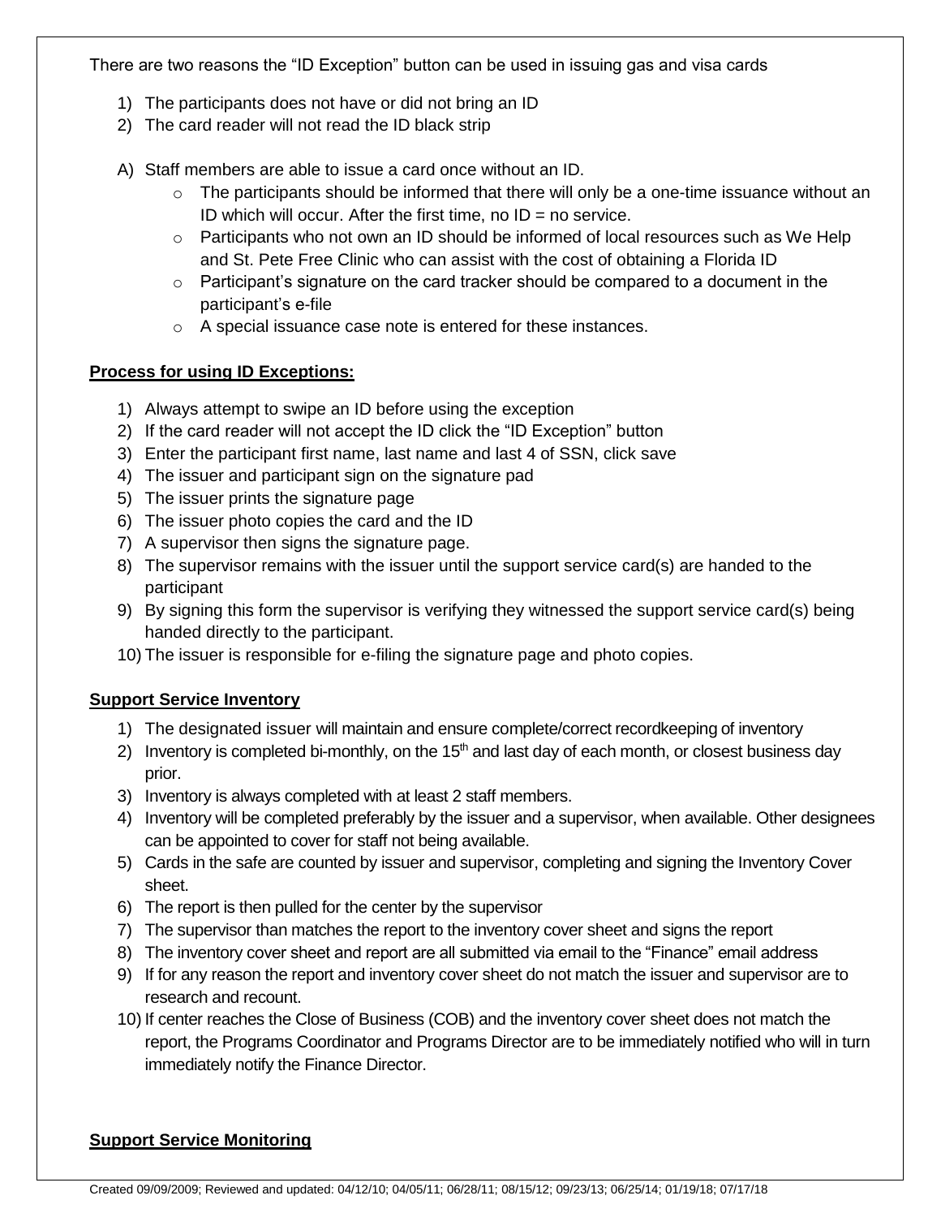There are two reasons the "ID Exception" button can be used in issuing gas and visa cards

1) The participants does not have or did not bring an ID
2) The card reader will not read the ID black strip

A) Staff members are able to issue a card once without an ID.
   - The participants should be informed that there will only be a one-time issuance without an ID which will occur. After the first time, no ID = no service.
   - Participants who not own an ID should be informed of local resources such as We Help and St. Pete Free Clinic who can assist with the cost of obtaining a Florida ID
   - Participant's signature on the card tracker should be compared to a document in the participant's e-file
   - A special issuance case note is entered for these instances.

**Process for using ID Exceptions:**

1) Always attempt to swipe an ID before using the exception
2) If the card reader will not accept the ID click the "ID Exception" button
3) Enter the participant first name, last name and last 4 of SSN, click save
4) The issuer and participant sign on the signature pad
5) The issuer prints the signature page
6) The issuer photo copies the card and the ID
7) A supervisor then signs the signature page.
8) The supervisor remains with the issuer until the support service card(s) are handed to the participant
9) By signing this form the supervisor is verifying they witnessed the support service card(s) being handed directly to the participant.
10) The issuer is responsible for e-filing the signature page and photo copies.

**Support Service Inventory**

1) The designated issuer will maintain and ensure complete/correct recordkeeping of inventory
2) Inventory is completed bi-monthly, on the 15th and last day of each month, or closest business day prior.
3) Inventory is always completed with at least 2 staff members.
4) Inventory will be completed preferably by the issuer and a supervisor, when available. Other designees can be appointed to cover for staff not being available.
5) Cards in the safe are counted by issuer and supervisor, completing and signing the Inventory Cover sheet.
6) The report is then pulled for the center by the supervisor
7) The supervisor than matches the report to the inventory cover sheet and signs the report
8) The inventory cover sheet and report are all submitted via email to the "Finance" email address
9) If for any reason the report and inventory cover sheet do not match the issuer and supervisor are to research and recount.
10) If center reaches the Close of Business (COB) and the inventory cover sheet does not match the report, the Programs Coordinator and Programs Director are to be immediately notified who will in turn immediately notify the Finance Director.

**Support Service Monitoring**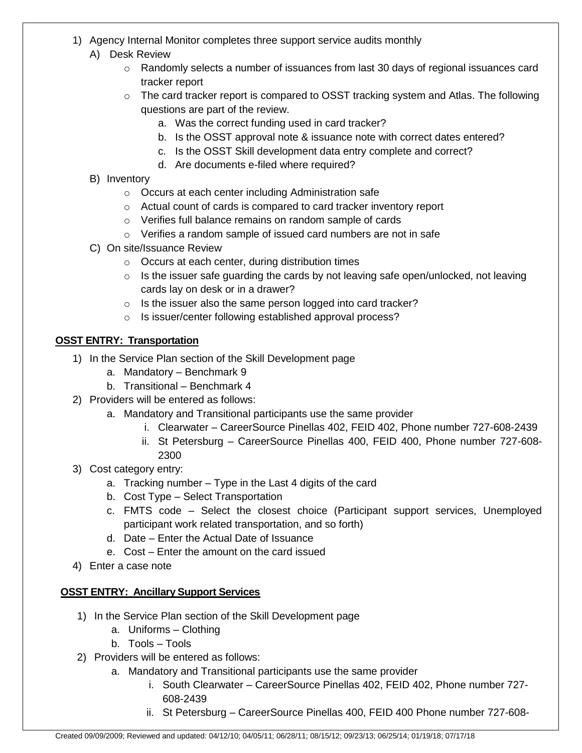1) Agency Internal Monitor completes three support service audits monthly
   A) Desk Review
      - Randomly selects a number of issuances from last 30 days of regional issuances card tracker report
      - The card tracker report is compared to OSST tracking system and Atlas. The following questions are part of the review.
         a. Was the correct funding used in card tracker?
         b. Is the OSST approval note & issuance note with correct dates entered?
         c. Is the OSST Skill development data entry complete and correct?
         d. Are documents e-filed where required?
   B) Inventory
      - Occurs at each center including Administration safe
      - Actual count of cards is compared to card tracker inventory report
      - Verifies full balance remains on random sample of cards
      - Verifies a random sample of issued card numbers are not in safe
   C) On site/Issuance Review
      - Occurs at each center, during distribution times
      - Is the issuer safe guarding the cards by not leaving safe open/unlocked, not leaving cards lay on desk or in a drawer?
      - Is the issuer also the same person logged into card tracker?
      - Is issuer/center following established approval process?

**OSST ENTRY: Transportation**

1) In the Service Plan section of the Skill Development page
   a. Mandatory – Benchmark 9
   b. Transitional – Benchmark 4
2) Providers will be entered as follows:
   a. Mandatory and Transitional participants use the same provider
      i. Clearwater – CareerSource Pinellas 402, FEID 402, Phone number 727-608-2439
      ii. St Petersburg – CareerSource Pinellas 400, FEID 400, Phone number 727-608-2300
3) Cost category entry:
   a. Tracking number – Type in the Last 4 digits of the card
   b. Cost Type – Select Transportation
   c. FMTS code – Select the closest choice (Participant support services, Unemployed participant work related transportation, and so forth)
   d. Date – Enter the Actual Date of Issuance
   e. Cost – Enter the amount on the card issued
4) Enter a case note

**OSST ENTRY: Ancillary Support Services**

1) In the Service Plan section of the Skill Development page
   a. Uniforms – Clothing
   b. Tools – Tools
2) Providers will be entered as follows:
   a. Mandatory and Transitional participants use the same provider
      i. South Clearwater – CareerSource Pinellas 402, FEID 402, Phone number 727-608-2439
      ii. St Petersburg – CareerSource Pinellas 400, FEID 400 Phone number 727-608-

Created 09/09/2009; Reviewed and updated: 04/12/10; 04/05/11; 06/28/11; 08/15/12; 09/23/13; 06/25/14; 01/19/18; 07/17/18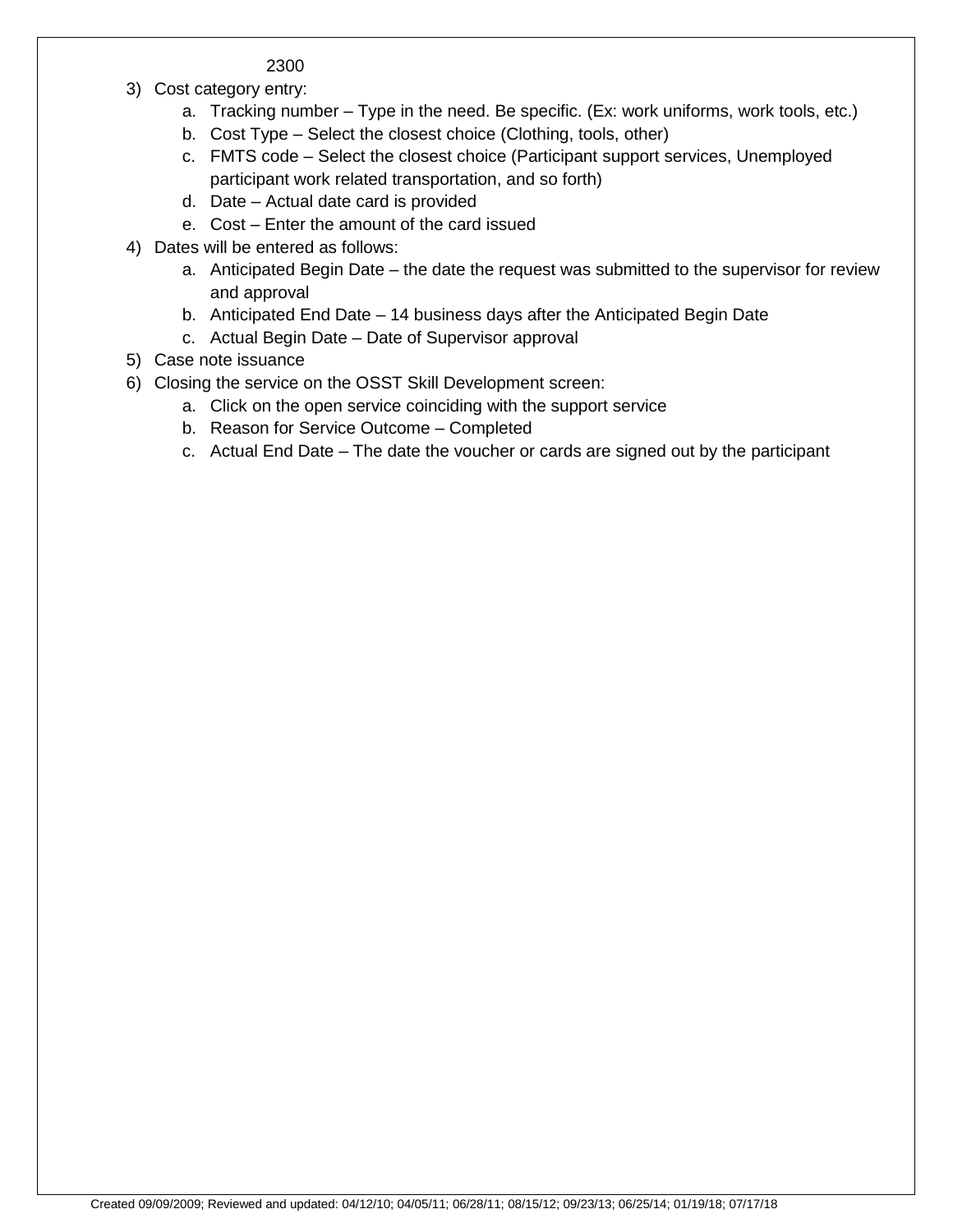2300

3) Cost category entry:
    a. Tracking number – Type in the need. Be specific. (Ex: work uniforms, work tools, etc.)
    b. Cost Type – Select the closest choice (Clothing, tools, other)
    c. FMTS code – Select the closest choice (Participant support services, Unemployed participant work related transportation, and so forth)
    d. Date – Actual date card is provided
    e. Cost – Enter the amount of the card issued
4) Dates will be entered as follows:
    a. Anticipated Begin Date – the date the request was submitted to the supervisor for review and approval
    b. Anticipated End Date – 14 business days after the Anticipated Begin Date
    c. Actual Begin Date – Date of Supervisor approval
5) Case note issuance
6) Closing the service on the OSST Skill Development screen:
    a. Click on the open service coinciding with the support service
    b. Reason for Service Outcome – Completed
    c. Actual End Date – The date the voucher or cards are signed out by the participant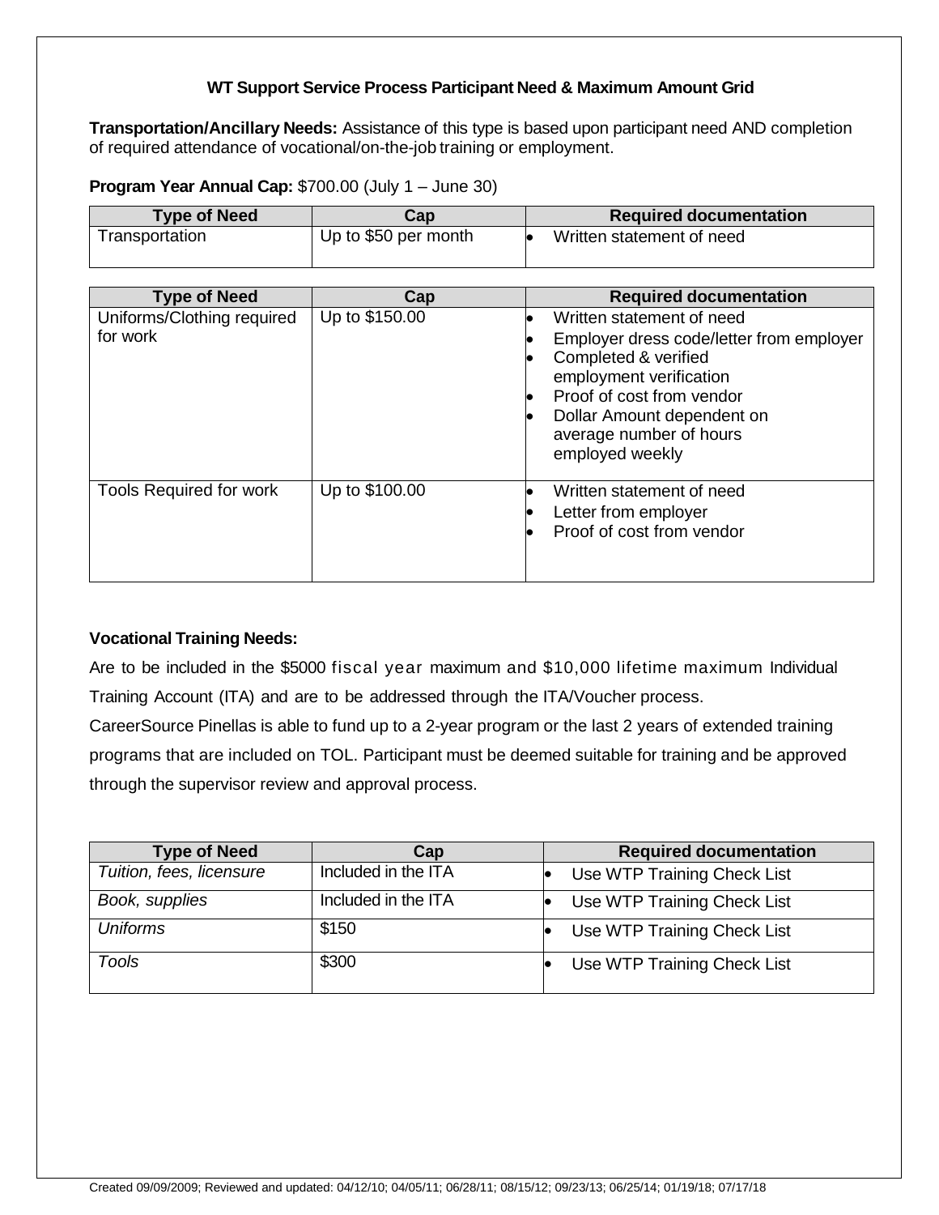### WT Support Service Process Participant Need & Maximum Amount Grid

**Transportation/Ancillary Needs:** Assistance of this type is based upon participant need AND completion of required attendance of vocational/on-the-job training or employment.

**Program Year Annual Cap:** $700.00 (July 1 – June 30)

| Type of Need | Cap | Required documentation |
|---|---|---|
| Transportation | Up to $50 per month | • Written statement of need |

| Type of Need | Cap | Required documentation |
|---|---|---|
| Uniforms/Clothing required for work | Up to $150.00 | • Written statement of need<br>• Employer dress code/letter from employer<br>• Completed & verified employment verification<br>• Proof of cost from vendor<br>• Dollar Amount dependent on average number of hours employed weekly |
| Tools Required for work | Up to $100.00 | • Written statement of need<br>• Letter from employer<br>• Proof of cost from vendor |

**Vocational Training Needs:**

Are to be included in the $5000 fiscal year maximum and $10,000 lifetime maximum Individual Training Account (ITA) and are to be addressed through the ITA/Voucher process.

CareerSource Pinellas is able to fund up to a 2-year program or the last 2 years of extended training programs that are included on TOL. Participant must be deemed suitable for training and be approved through the supervisor review and approval process.

| Type of Need | Cap | Required documentation |
|---|---|---|
| *Tuition, fees, licensure* | Included in the ITA | • Use WTP Training Check List |
| *Book, supplies* | Included in the ITA | • Use WTP Training Check List |
| *Uniforms* | $150 | • Use WTP Training Check List |
| *Tools* | $300 | • Use WTP Training Check List |

Created 09/09/2009; Reviewed and updated: 04/12/10; 04/05/11; 06/28/11; 08/15/12; 09/23/13; 06/25/14; 01/19/18; 07/17/18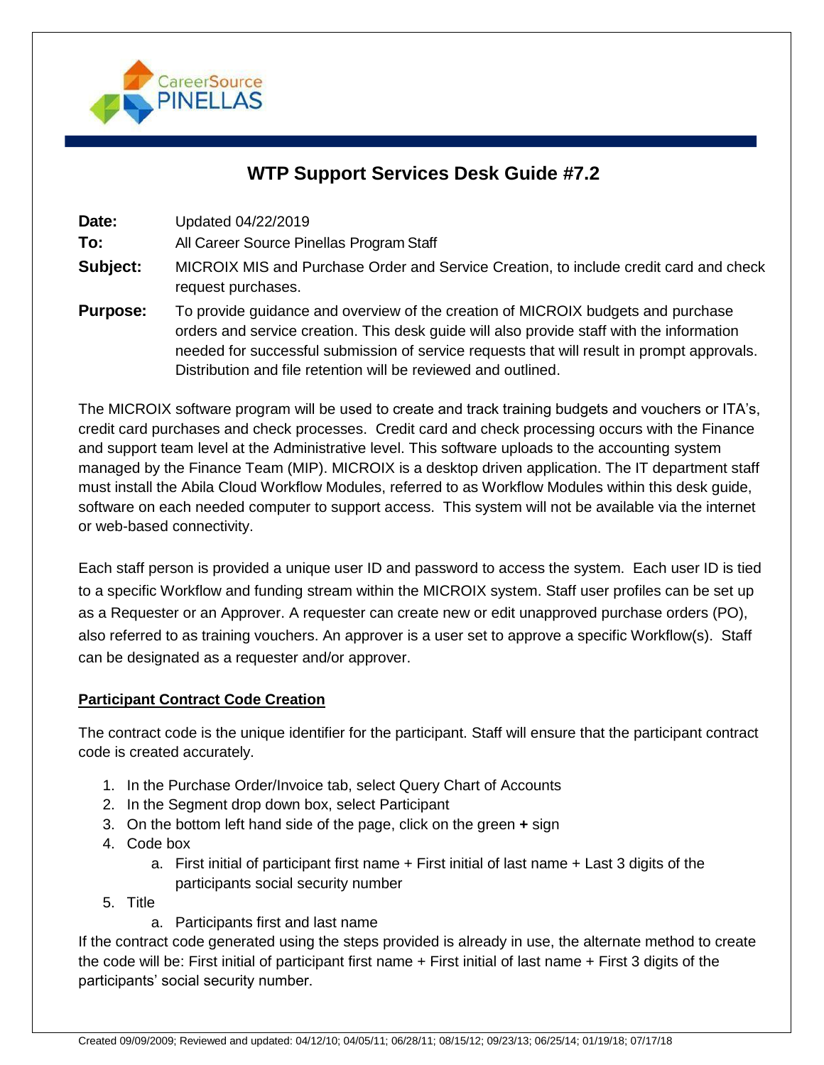# WTP Support Services Desk Guide #7.2

**Date:** Updated 04/22/2019

**To:** All Career Source Pinellas Program Staff

**Subject:** MICROIX MIS and Purchase Order and Service Creation, to include credit card and check request purchases.

**Purpose:** To provide guidance and overview of the creation of MICROIX budgets and purchase orders and service creation. This desk guide will also provide staff with the information needed for successful submission of service requests that will result in prompt approvals. Distribution and file retention will be reviewed and outlined.

The MICROIX software program will be used to create and track training budgets and vouchers or ITA's, credit card purchases and check processes. Credit card and check processing occurs with the Finance and support team level at the Administrative level. This software uploads to the accounting system managed by the Finance Team (MIP). MICROIX is a desktop driven application. The IT department staff must install the Abila Cloud Workflow Modules, referred to as Workflow Modules within this desk guide, software on each needed computer to support access. This system will not be available via the internet or web-based connectivity.

Each staff person is provided a unique user ID and password to access the system. Each user ID is tied to a specific Workflow and funding stream within the MICROIX system. Staff user profiles can be set up as a Requester or an Approver. A requester can create new or edit unapproved purchase orders (PO), also referred to as training vouchers. An approver is a user set to approve a specific Workflow(s). Staff can be designated as a requester and/or approver.

## Participant Contract Code Creation

The contract code is the unique identifier for the participant. Staff will ensure that the participant contract code is created accurately.

1. In the Purchase Order/Invoice tab, select Query Chart of Accounts
2. In the Segment drop down box, select Participant
3. On the bottom left hand side of the page, click on the green **+** sign
4. Code box
    a. First initial of participant first name + First initial of last name + Last 3 digits of the participants social security number
5. Title
    a. Participants first and last name

If the contract code generated using the steps provided is already in use, the alternate method to create the code will be: First initial of participant first name + First initial of last name + First 3 digits of the participants' social security number.

Created 09/09/2009; Reviewed and updated: 04/12/10; 04/05/11; 06/28/11; 08/15/12; 09/23/13; 06/25/14; 01/19/18; 07/17/18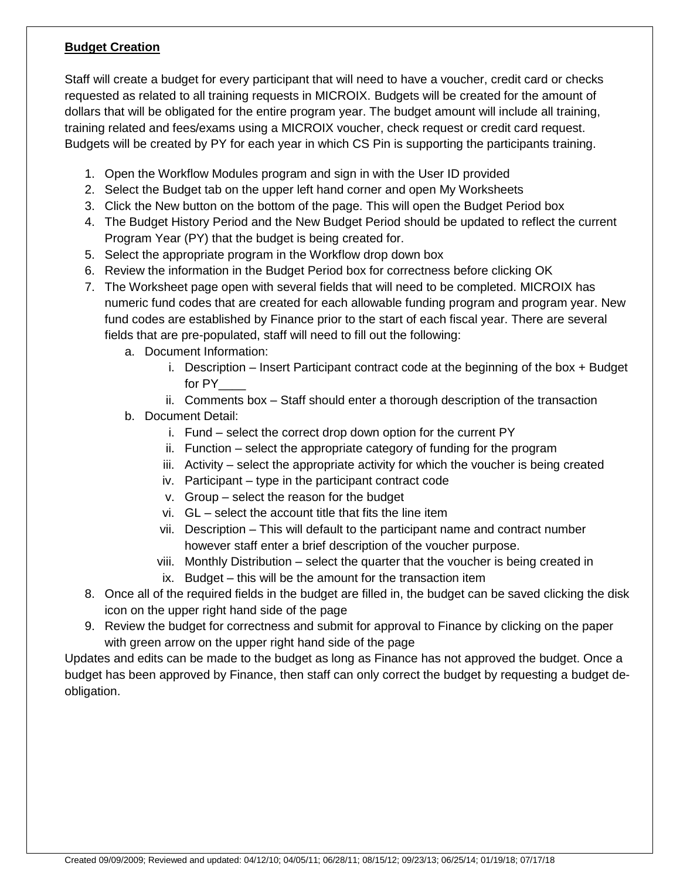**Budget Creation**

Staff will create a budget for every participant that will need to have a voucher, credit card or checks requested as related to all training requests in MICROIX. Budgets will be created for the amount of dollars that will be obligated for the entire program year. The budget amount will include all training, training related and fees/exams using a MICROIX voucher, check request or credit card request. Budgets will be created by PY for each year in which CS Pin is supporting the participants training.

1. Open the Workflow Modules program and sign in with the User ID provided
2. Select the Budget tab on the upper left hand corner and open My Worksheets
3. Click the New button on the bottom of the page. This will open the Budget Period box
4. The Budget History Period and the New Budget Period should be updated to reflect the current Program Year (PY) that the budget is being created for.
5. Select the appropriate program in the Workflow drop down box
6. Review the information in the Budget Period box for correctness before clicking OK
7. The Worksheet page open with several fields that will need to be completed. MICROIX has numeric fund codes that are created for each allowable funding program and program year. New fund codes are established by Finance prior to the start of each fiscal year. There are several fields that are pre-populated, staff will need to fill out the following:
    a. Document Information:
        i. Description – Insert Participant contract code at the beginning of the box + Budget for PY____
        ii. Comments box – Staff should enter a thorough description of the transaction
    b. Document Detail:
        i. Fund – select the correct drop down option for the current PY
        ii. Function – select the appropriate category of funding for the program
        iii. Activity – select the appropriate activity for which the voucher is being created
        iv. Participant – type in the participant contract code
        v. Group – select the reason for the budget
        vi. GL – select the account title that fits the line item
        vii. Description – This will default to the participant name and contract number however staff enter a brief description of the voucher purpose.
        viii. Monthly Distribution – select the quarter that the voucher is being created in
        ix. Budget – this will be the amount for the transaction item
8. Once all of the required fields in the budget are filled in, the budget can be saved clicking the disk icon on the upper right hand side of the page
9. Review the budget for correctness and submit for approval to Finance by clicking on the paper with green arrow on the upper right hand side of the page

Updates and edits can be made to the budget as long as Finance has not approved the budget. Once a budget has been approved by Finance, then staff can only correct the budget by requesting a budget de-obligation.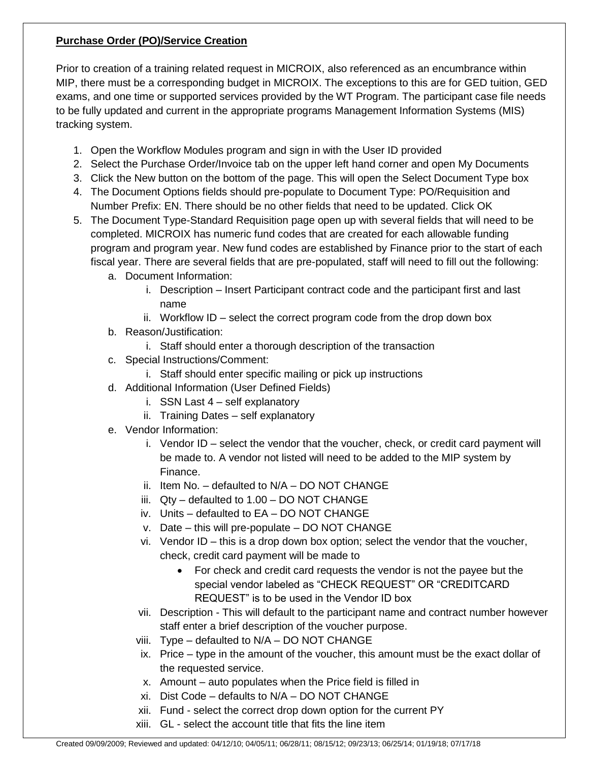**Purchase Order (PO)/Service Creation**

Prior to creation of a training related request in MICROIX, also referenced as an encumbrance within MIP, there must be a corresponding budget in MICROIX. The exceptions to this are for GED tuition, GED exams, and one time or supported services provided by the WT Program. The participant case file needs to be fully updated and current in the appropriate programs Management Information Systems (MIS) tracking system.

1. Open the Workflow Modules program and sign in with the User ID provided
2. Select the Purchase Order/Invoice tab on the upper left hand corner and open My Documents
3. Click the New button on the bottom of the page. This will open the Select Document Type box
4. The Document Options fields should pre-populate to Document Type: PO/Requisition and Number Prefix: EN. There should be no other fields that need to be updated. Click OK
5. The Document Type-Standard Requisition page open up with several fields that will need to be completed. MICROIX has numeric fund codes that are created for each allowable funding program and program year. New fund codes are established by Finance prior to the start of each fiscal year. There are several fields that are pre-populated, staff will need to fill out the following:
   a. Document Information:
      i. Description – Insert Participant contract code and the participant first and last name
      ii. Workflow ID – select the correct program code from the drop down box
   b. Reason/Justification:
      i. Staff should enter a thorough description of the transaction
   c. Special Instructions/Comment:
      i. Staff should enter specific mailing or pick up instructions
   d. Additional Information (User Defined Fields)
      i. SSN Last 4 – self explanatory
      ii. Training Dates – self explanatory
   e. Vendor Information:
      i. Vendor ID – select the vendor that the voucher, check, or credit card payment will be made to. A vendor not listed will need to be added to the MIP system by Finance.
      ii. Item No. – defaulted to N/A – DO NOT CHANGE
      iii. Qty – defaulted to 1.00 – DO NOT CHANGE
      iv. Units – defaulted to EA – DO NOT CHANGE
      v. Date – this will pre-populate – DO NOT CHANGE
      vi. Vendor ID – this is a drop down box option; select the vendor that the voucher, check, credit card payment will be made to
         - For check and credit card requests the vendor is not the payee but the special vendor labeled as "CHECK REQUEST" OR "CREDITCARD REQUEST" is to be used in the Vendor ID box
      vii. Description - This will default to the participant name and contract number however staff enter a brief description of the voucher purpose.
      viii. Type – defaulted to N/A – DO NOT CHANGE
      ix. Price – type in the amount of the voucher, this amount must be the exact dollar of the requested service.
      x. Amount – auto populates when the Price field is filled in
      xi. Dist Code – defaults to N/A – DO NOT CHANGE
      xii. Fund - select the correct drop down option for the current PY
      xiii. GL - select the account title that fits the line item

Created 09/09/2009; Reviewed and updated: 04/12/10; 04/05/11; 06/28/11; 08/15/12; 09/23/13; 06/25/14; 01/19/18; 07/17/18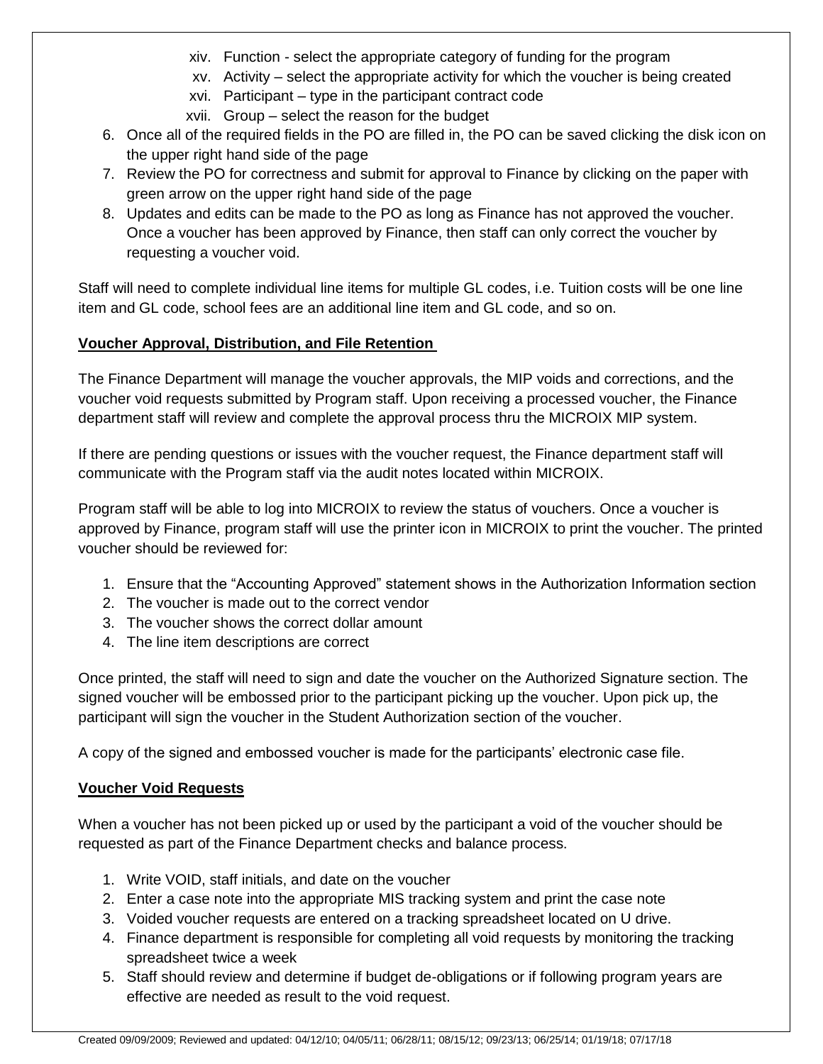xiv. Function - select the appropriate category of funding for the program
xv. Activity – select the appropriate activity for which the voucher is being created
xvi. Participant – type in the participant contract code
xvii. Group – select the reason for the budget

6. Once all of the required fields in the PO are filled in, the PO can be saved clicking the disk icon on the upper right hand side of the page
7. Review the PO for correctness and submit for approval to Finance by clicking on the paper with green arrow on the upper right hand side of the page
8. Updates and edits can be made to the PO as long as Finance has not approved the voucher. Once a voucher has been approved by Finance, then staff can only correct the voucher by requesting a voucher void.

Staff will need to complete individual line items for multiple GL codes, i.e. Tuition costs will be one line item and GL code, school fees are an additional line item and GL code, and so on.

**Voucher Approval, Distribution, and File Retention**

The Finance Department will manage the voucher approvals, the MIP voids and corrections, and the voucher void requests submitted by Program staff. Upon receiving a processed voucher, the Finance department staff will review and complete the approval process thru the MICROIX MIP system.

If there are pending questions or issues with the voucher request, the Finance department staff will communicate with the Program staff via the audit notes located within MICROIX.

Program staff will be able to log into MICROIX to review the status of vouchers. Once a voucher is approved by Finance, program staff will use the printer icon in MICROIX to print the voucher. The printed voucher should be reviewed for:

1. Ensure that the "Accounting Approved" statement shows in the Authorization Information section
2. The voucher is made out to the correct vendor
3. The voucher shows the correct dollar amount
4. The line item descriptions are correct

Once printed, the staff will need to sign and date the voucher on the Authorized Signature section. The signed voucher will be embossed prior to the participant picking up the voucher. Upon pick up, the participant will sign the voucher in the Student Authorization section of the voucher.

A copy of the signed and embossed voucher is made for the participants' electronic case file.

**Voucher Void Requests**

When a voucher has not been picked up or used by the participant a void of the voucher should be requested as part of the Finance Department checks and balance process.

1. Write VOID, staff initials, and date on the voucher
2. Enter a case note into the appropriate MIS tracking system and print the case note
3. Voided voucher requests are entered on a tracking spreadsheet located on U drive.
4. Finance department is responsible for completing all void requests by monitoring the tracking spreadsheet twice a week
5. Staff should review and determine if budget de-obligations or if following program years are effective are needed as result to the void request.

Created 09/09/2009; Reviewed and updated: 04/12/10; 04/05/11; 06/28/11; 08/15/12; 09/23/13; 06/25/14; 01/19/18; 07/17/18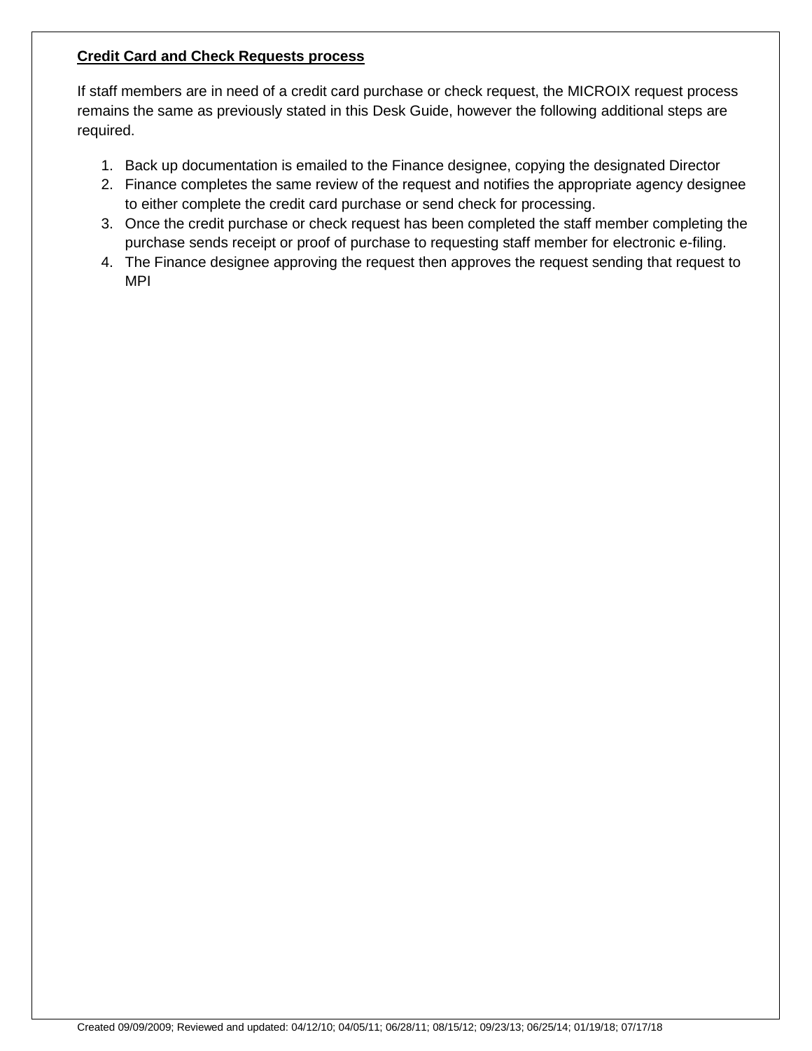**Credit Card and Check Requests process**

If staff members are in need of a credit card purchase or check request, the MICROIX request process remains the same as previously stated in this Desk Guide, however the following additional steps are required.

1. Back up documentation is emailed to the Finance designee, copying the designated Director
2. Finance completes the same review of the request and notifies the appropriate agency designee to either complete the credit card purchase or send check for processing.
3. Once the credit purchase or check request has been completed the staff member completing the purchase sends receipt or proof of purchase to requesting staff member for electronic e-filing.
4. The Finance designee approving the request then approves the request sending that request to MPI